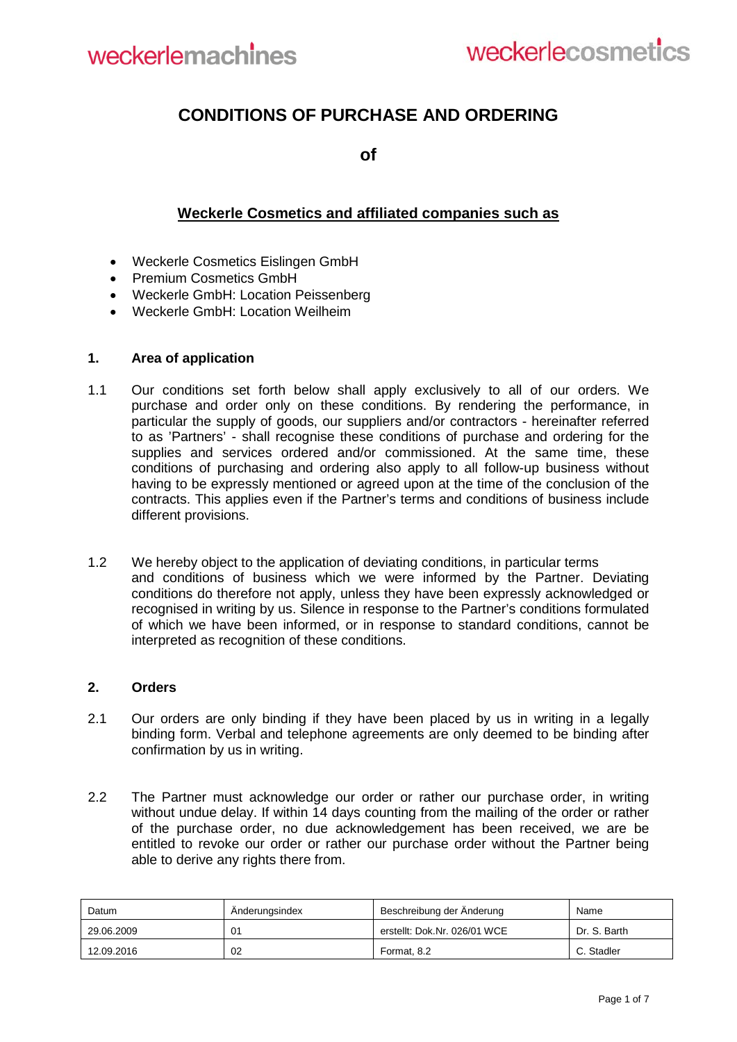weckerlemachines weckerlecosmetics

# CONDITIONS OF PURCHASE AND ORDERING

**of**

**Weckerle Cosmetics and affiliated companies such as**

- Weckerle Cosmetics Eislingen GmbH
- Premium Cosmetics GmbH
- Weckerle GmbH: Location Peissenberg
- Weckerle GmbH: Location Weilheim

## 1. Area of application

1.1 Our conditions set forth below shall apply exclusively to all of our orders. We purchase and order only on these conditions. By rendering the performance, in particular the supply of goods, our suppliers and/or contractors - hereinafter referred to as 'Partners' - shall recognise these conditions of purchase and ordering for the supplies and services ordered and/or commissioned. At the same time, these conditions of purchasing and ordering also apply to all follow-up business without having to be expressly mentioned or agreed upon at the time of the conclusion of the contracts. This applies even if the Partner's terms and conditions of business include different provisions.

1.2 We hereby object to the application of deviating conditions, in particular terms and conditions of business which we were informed by the Partner. Deviating conditions do therefore not apply, unless they have been expressly acknowledged or recognised in writing by us. Silence in response to the Partner's conditions formulated of which we have been informed, or in response to standard conditions, cannot be interpreted as recognition of these conditions.

## 2. Orders

2.1 Our orders are only binding if they have been placed by us in writing in a legally binding form. Verbal and telephone agreements are only deemed to be binding after confirmation by us in writing.

2.2 The Partner must acknowledge our order or rather our purchase order, in writing without undue delay. If within 14 days counting from the mailing of the order or rather of the purchase order, no due acknowledgement has been received, we are be entitled to revoke our order or rather our purchase order without the Partner being able to derive any rights there from.

| Datum | Änderungsindex | Beschreibung der Änderung | Name |
|---|---|---|---|
| 29.06.2009 | 01 | erstellt: Dok.Nr. 026/01 WCE | Dr. S. Barth |
| 12.09.2016 | 02 | Format, 8.2 | C. Stadler |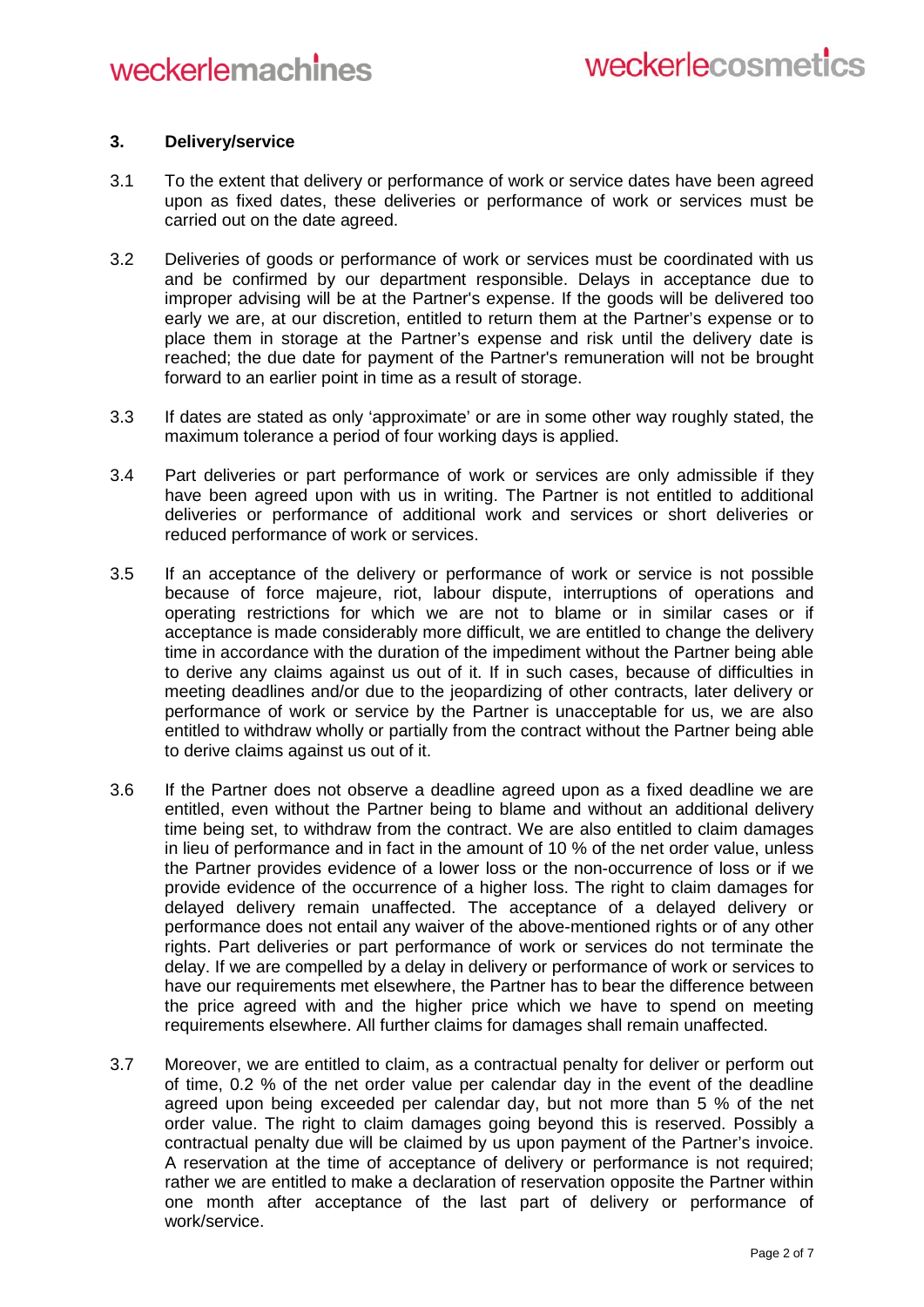### 3. Delivery/service

3.1 To the extent that delivery or performance of work or service dates have been agreed upon as fixed dates, these deliveries or performance of work or services must be carried out on the date agreed.

3.2 Deliveries of goods or performance of work or services must be coordinated with us and be confirmed by our department responsible. Delays in acceptance due to improper advising will be at the Partner's expense. If the goods will be delivered too early we are, at our discretion, entitled to return them at the Partner's expense or to place them in storage at the Partner's expense and risk until the delivery date is reached; the due date for payment of the Partner's remuneration will not be brought forward to an earlier point in time as a result of storage.

3.3 If dates are stated as only 'approximate' or are in some other way roughly stated, the maximum tolerance a period of four working days is applied.

3.4 Part deliveries or part performance of work or services are only admissible if they have been agreed upon with us in writing. The Partner is not entitled to additional deliveries or performance of additional work and services or short deliveries or reduced performance of work or services.

3.5 If an acceptance of the delivery or performance of work or service is not possible because of force majeure, riot, labour dispute, interruptions of operations and operating restrictions for which we are not to blame or in similar cases or if acceptance is made considerably more difficult, we are entitled to change the delivery time in accordance with the duration of the impediment without the Partner being able to derive any claims against us out of it. If in such cases, because of difficulties in meeting deadlines and/or due to the jeopardizing of other contracts, later delivery or performance of work or service by the Partner is unacceptable for us, we are also entitled to withdraw wholly or partially from the contract without the Partner being able to derive claims against us out of it.

3.6 If the Partner does not observe a deadline agreed upon as a fixed deadline we are entitled, even without the Partner being to blame and without an additional delivery time being set, to withdraw from the contract. We are also entitled to claim damages in lieu of performance and in fact in the amount of 10 % of the net order value, unless the Partner provides evidence of a lower loss or the non-occurrence of loss or if we provide evidence of the occurrence of a higher loss. The right to claim damages for delayed delivery remain unaffected. The acceptance of a delayed delivery or performance does not entail any waiver of the above-mentioned rights or of any other rights. Part deliveries or part performance of work or services do not terminate the delay. If we are compelled by a delay in delivery or performance of work or services to have our requirements met elsewhere, the Partner has to bear the difference between the price agreed with and the higher price which we have to spend on meeting requirements elsewhere. All further claims for damages shall remain unaffected.

3.7 Moreover, we are entitled to claim, as a contractual penalty for deliver or perform out of time, 0.2 % of the net order value per calendar day in the event of the deadline agreed upon being exceeded per calendar day, but not more than 5 % of the net order value. The right to claim damages going beyond this is reserved. Possibly a contractual penalty due will be claimed by us upon payment of the Partner's invoice. A reservation at the time of acceptance of delivery or performance is not required; rather we are entitled to make a declaration of reservation opposite the Partner within one month after acceptance of the last part of delivery or performance of work/service.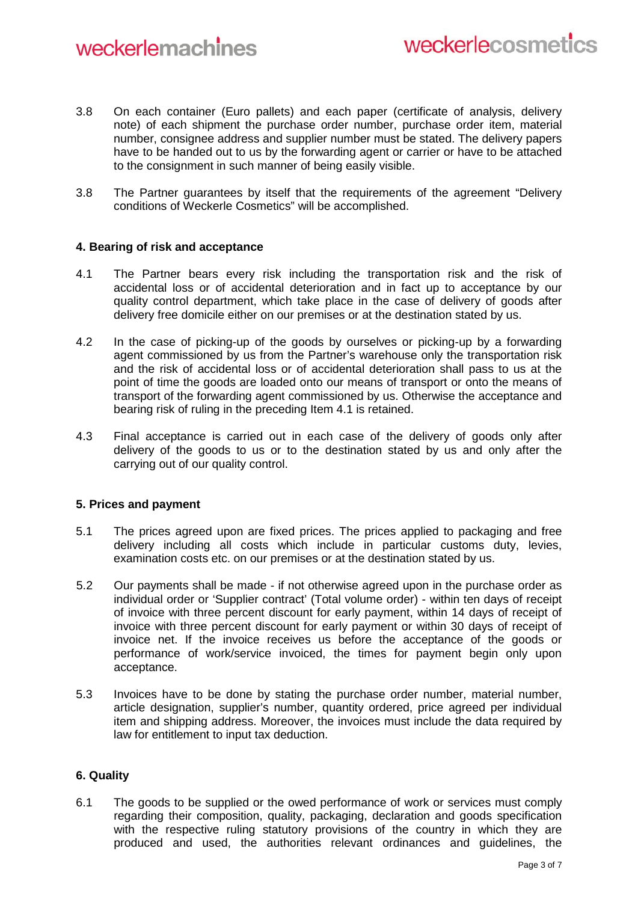3.8 On each container (Euro pallets) and each paper (certificate of analysis, delivery note) of each shipment the purchase order number, purchase order item, material number, consignee address and supplier number must be stated. The delivery papers have to be handed out to us by the forwarding agent or carrier or have to be attached to the consignment in such manner of being easily visible.

3.8 The Partner guarantees by itself that the requirements of the agreement "Delivery conditions of Weckerle Cosmetics" will be accomplished.

#### 4. Bearing of risk and acceptance

4.1 The Partner bears every risk including the transportation risk and the risk of accidental loss or of accidental deterioration and in fact up to acceptance by our quality control department, which take place in the case of delivery of goods after delivery free domicile either on our premises or at the destination stated by us.

4.2 In the case of picking-up of the goods by ourselves or picking-up by a forwarding agent commissioned by us from the Partner's warehouse only the transportation risk and the risk of accidental loss or of accidental deterioration shall pass to us at the point of time the goods are loaded onto our means of transport or onto the means of transport of the forwarding agent commissioned by us. Otherwise the acceptance and bearing risk of ruling in the preceding Item 4.1 is retained.

4.3 Final acceptance is carried out in each case of the delivery of goods only after delivery of the goods to us or to the destination stated by us and only after the carrying out of our quality control.

#### 5. Prices and payment

5.1 The prices agreed upon are fixed prices. The prices applied to packaging and free delivery including all costs which include in particular customs duty, levies, examination costs etc. on our premises or at the destination stated by us.

5.2 Our payments shall be made - if not otherwise agreed upon in the purchase order as individual order or 'Supplier contract' (Total volume order) - within ten days of receipt of invoice with three percent discount for early payment, within 14 days of receipt of invoice with three percent discount for early payment or within 30 days of receipt of invoice net. If the invoice receives us before the acceptance of the goods or performance of work/service invoiced, the times for payment begin only upon acceptance.

5.3 Invoices have to be done by stating the purchase order number, material number, article designation, supplier's number, quantity ordered, price agreed per individual item and shipping address. Moreover, the invoices must include the data required by law for entitlement to input tax deduction.

#### 6. Quality

6.1 The goods to be supplied or the owed performance of work or services must comply regarding their composition, quality, packaging, declaration and goods specification with the respective ruling statutory provisions of the country in which they are produced and used, the authorities relevant ordinances and guidelines, the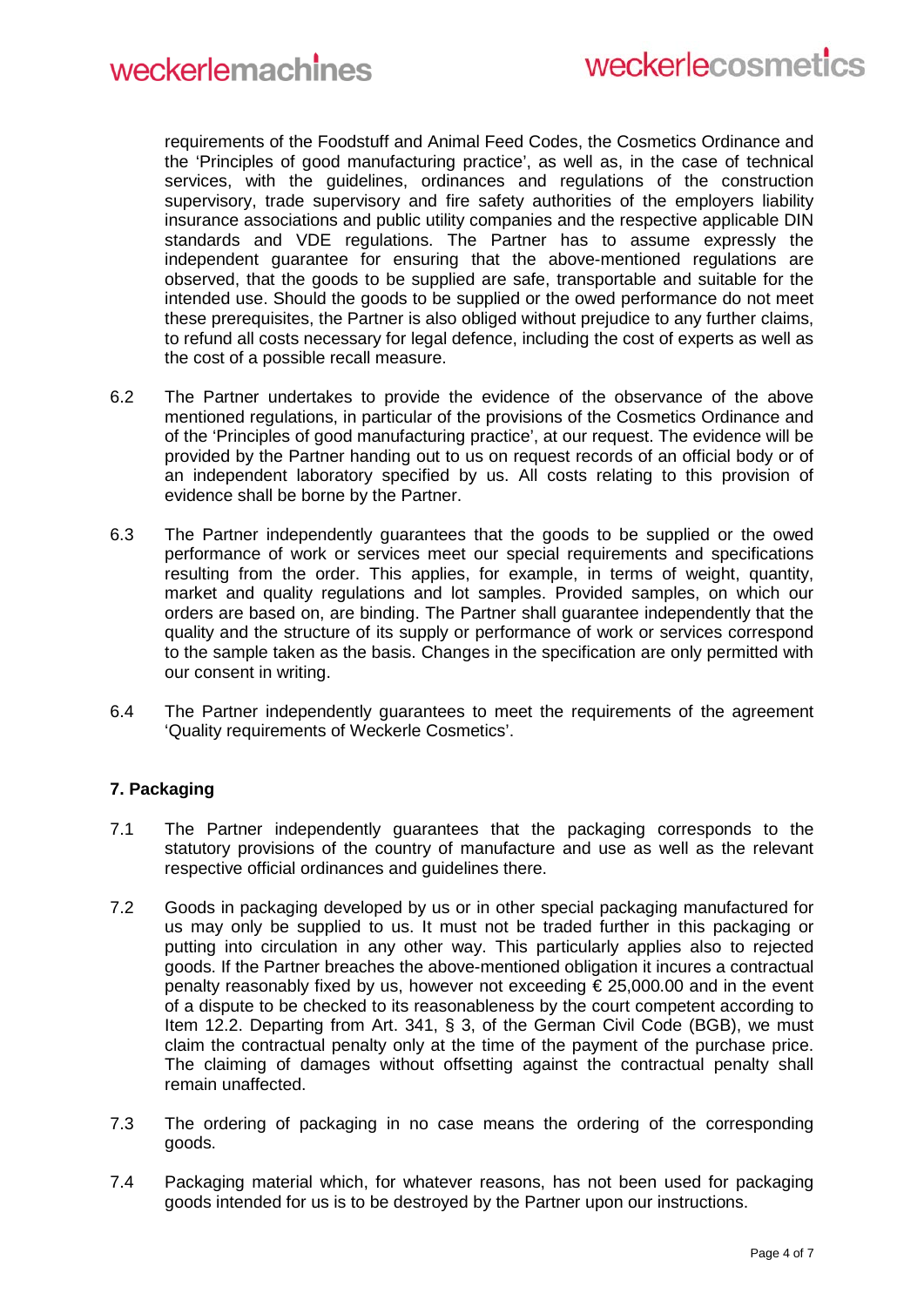requirements of the Foodstuff and Animal Feed Codes, the Cosmetics Ordinance and the 'Principles of good manufacturing practice', as well as, in the case of technical services, with the guidelines, ordinances and regulations of the construction supervisory, trade supervisory and fire safety authorities of the employers liability insurance associations and public utility companies and the respective applicable DIN standards and VDE regulations. The Partner has to assume expressly the independent guarantee for ensuring that the above-mentioned regulations are observed, that the goods to be supplied are safe, transportable and suitable for the intended use. Should the goods to be supplied or the owed performance do not meet these prerequisites, the Partner is also obliged without prejudice to any further claims, to refund all costs necessary for legal defence, including the cost of experts as well as the cost of a possible recall measure.

6.2 The Partner undertakes to provide the evidence of the observance of the above mentioned regulations, in particular of the provisions of the Cosmetics Ordinance and of the 'Principles of good manufacturing practice', at our request. The evidence will be provided by the Partner handing out to us on request records of an official body or of an independent laboratory specified by us. All costs relating to this provision of evidence shall be borne by the Partner.

6.3 The Partner independently guarantees that the goods to be supplied or the owed performance of work or services meet our special requirements and specifications resulting from the order. This applies, for example, in terms of weight, quantity, market and quality regulations and lot samples. Provided samples, on which our orders are based on, are binding. The Partner shall guarantee independently that the quality and the structure of its supply or performance of work or services correspond to the sample taken as the basis. Changes in the specification are only permitted with our consent in writing.

6.4 The Partner independently guarantees to meet the requirements of the agreement 'Quality requirements of Weckerle Cosmetics'.

**7. Packaging**

7.1 The Partner independently guarantees that the packaging corresponds to the statutory provisions of the country of manufacture and use as well as the relevant respective official ordinances and guidelines there.

7.2 Goods in packaging developed by us or in other special packaging manufactured for us may only be supplied to us. It must not be traded further in this packaging or putting into circulation in any other way. This particularly applies also to rejected goods. If the Partner breaches the above-mentioned obligation it incures a contractual penalty reasonably fixed by us, however not exceeding € 25,000.00 and in the event of a dispute to be checked to its reasonableness by the court competent according to Item 12.2. Departing from Art. 341, § 3, of the German Civil Code (BGB), we must claim the contractual penalty only at the time of the payment of the purchase price. The claiming of damages without offsetting against the contractual penalty shall remain unaffected.

7.3 The ordering of packaging in no case means the ordering of the corresponding goods.

7.4 Packaging material which, for whatever reasons, has not been used for packaging goods intended for us is to be destroyed by the Partner upon our instructions.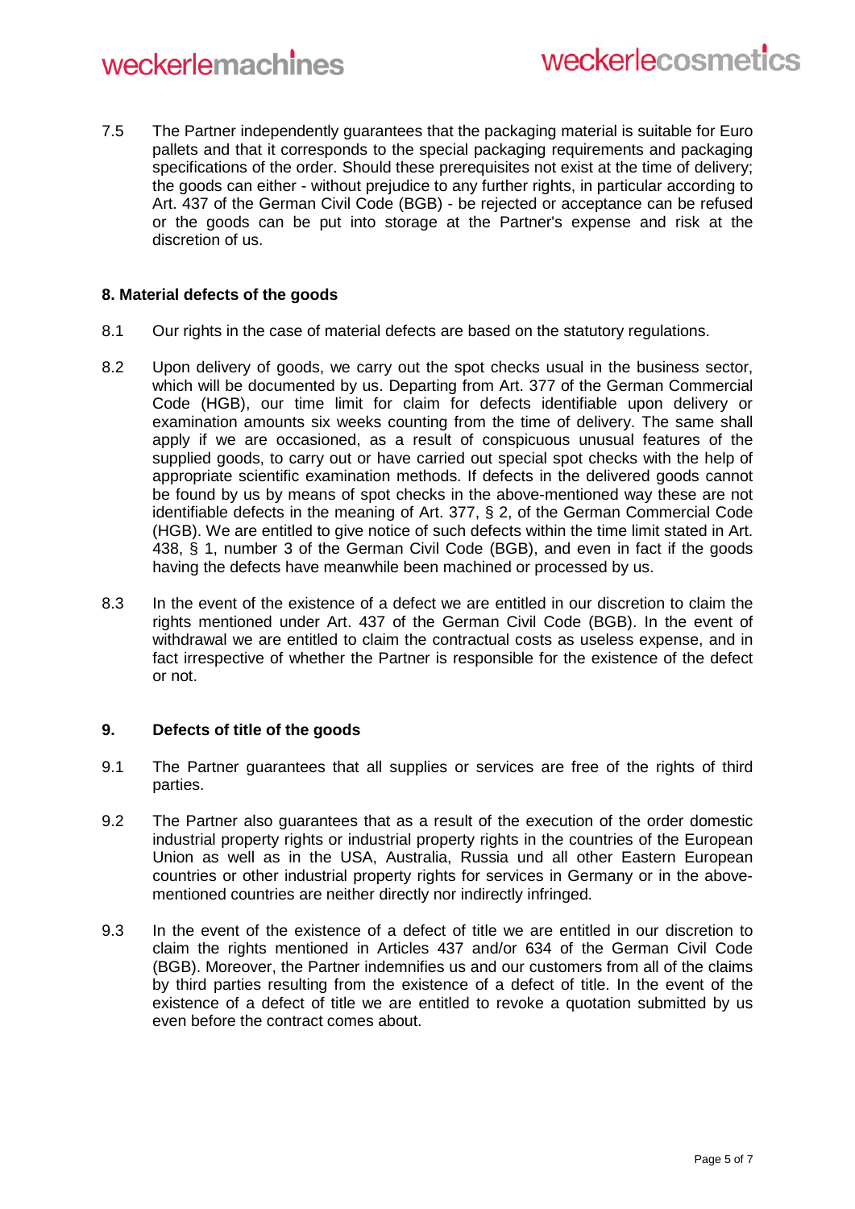7.5 The Partner independently guarantees that the packaging material is suitable for Euro pallets and that it corresponds to the special packaging requirements and packaging specifications of the order. Should these prerequisites not exist at the time of delivery; the goods can either - without prejudice to any further rights, in particular according to Art. 437 of the German Civil Code (BGB) - be rejected or acceptance can be refused or the goods can be put into storage at the Partner's expense and risk at the discretion of us.

## 8. Material defects of the goods

8.1 Our rights in the case of material defects are based on the statutory regulations.

8.2 Upon delivery of goods, we carry out the spot checks usual in the business sector, which will be documented by us. Departing from Art. 377 of the German Commercial Code (HGB), our time limit for claim for defects identifiable upon delivery or examination amounts six weeks counting from the time of delivery. The same shall apply if we are occasioned, as a result of conspicuous unusual features of the supplied goods, to carry out or have carried out special spot checks with the help of appropriate scientific examination methods. If defects in the delivered goods cannot be found by us by means of spot checks in the above-mentioned way these are not identifiable defects in the meaning of Art. 377, § 2, of the German Commercial Code (HGB). We are entitled to give notice of such defects within the time limit stated in Art. 438, § 1, number 3 of the German Civil Code (BGB), and even in fact if the goods having the defects have meanwhile been machined or processed by us.

8.3 In the event of the existence of a defect we are entitled in our discretion to claim the rights mentioned under Art. 437 of the German Civil Code (BGB). In the event of withdrawal we are entitled to claim the contractual costs as useless expense, and in fact irrespective of whether the Partner is responsible for the existence of the defect or not.

## 9. Defects of title of the goods

9.1 The Partner guarantees that all supplies or services are free of the rights of third parties.

9.2 The Partner also guarantees that as a result of the execution of the order domestic industrial property rights or industrial property rights in the countries of the European Union as well as in the USA, Australia, Russia und all other Eastern European countries or other industrial property rights for services in Germany or in the above-mentioned countries are neither directly nor indirectly infringed.

9.3 In the event of the existence of a defect of title we are entitled in our discretion to claim the rights mentioned in Articles 437 and/or 634 of the German Civil Code (BGB). Moreover, the Partner indemnifies us and our customers from all of the claims by third parties resulting from the existence of a defect of title. In the event of the existence of a defect of title we are entitled to revoke a quotation submitted by us even before the contract comes about.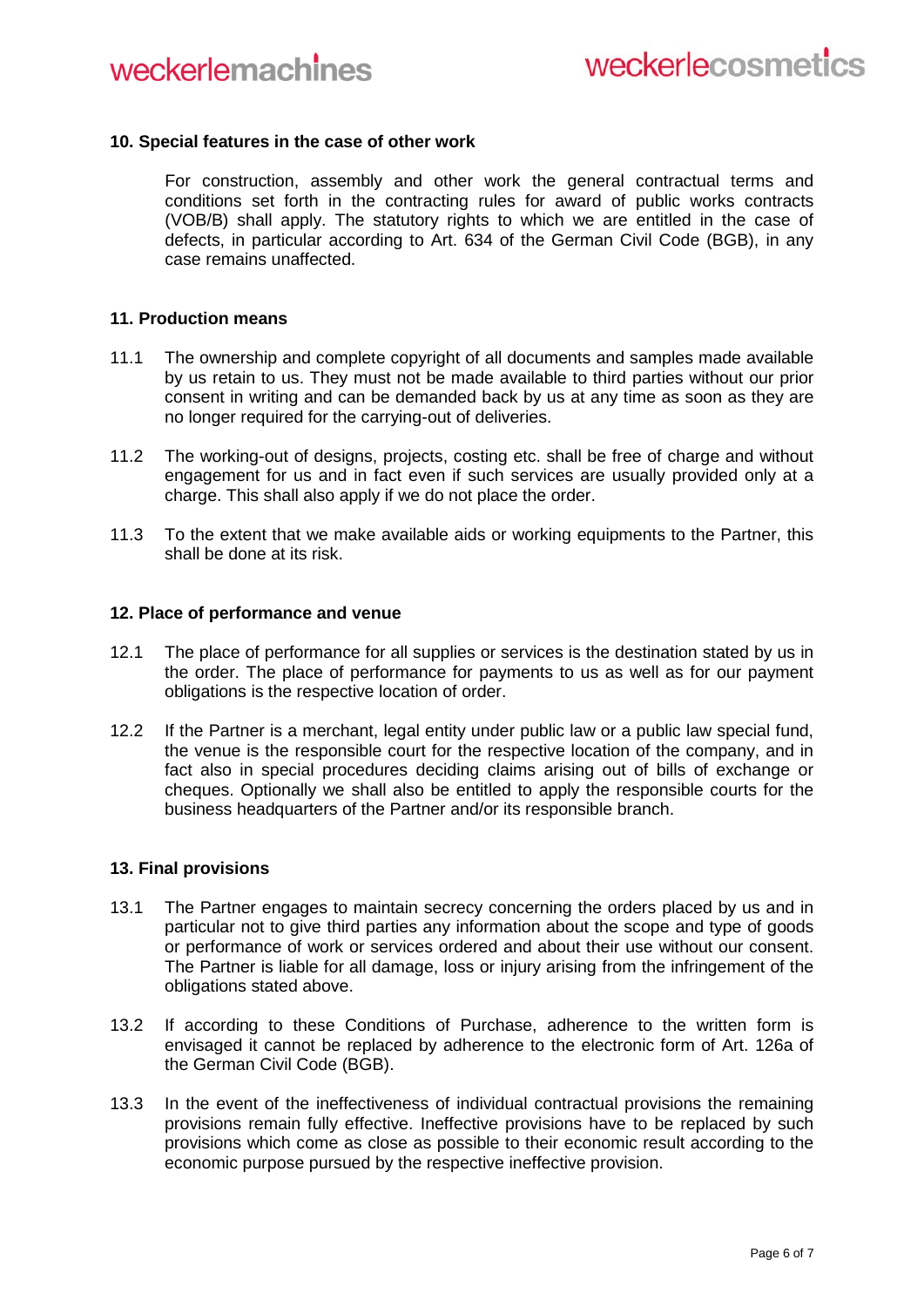## 10. Special features in the case of other work

For construction, assembly and other work the general contractual terms and conditions set forth in the contracting rules for award of public works contracts (VOB/B) shall apply. The statutory rights to which we are entitled in the case of defects, in particular according to Art. 634 of the German Civil Code (BGB), in any case remains unaffected.

## 11. Production means

11.1 The ownership and complete copyright of all documents and samples made available by us retain to us. They must not be made available to third parties without our prior consent in writing and can be demanded back by us at any time as soon as they are no longer required for the carrying-out of deliveries.

11.2 The working-out of designs, projects, costing etc. shall be free of charge and without engagement for us and in fact even if such services are usually provided only at a charge. This shall also apply if we do not place the order.

11.3 To the extent that we make available aids or working equipments to the Partner, this shall be done at its risk.

## 12. Place of performance and venue

12.1 The place of performance for all supplies or services is the destination stated by us in the order. The place of performance for payments to us as well as for our payment obligations is the respective location of order.

12.2 If the Partner is a merchant, legal entity under public law or a public law special fund, the venue is the responsible court for the respective location of the company, and in fact also in special procedures deciding claims arising out of bills of exchange or cheques. Optionally we shall also be entitled to apply the responsible courts for the business headquarters of the Partner and/or its responsible branch.

## 13. Final provisions

13.1 The Partner engages to maintain secrecy concerning the orders placed by us and in particular not to give third parties any information about the scope and type of goods or performance of work or services ordered and about their use without our consent. The Partner is liable for all damage, loss or injury arising from the infringement of the obligations stated above.

13.2 If according to these Conditions of Purchase, adherence to the written form is envisaged it cannot be replaced by adherence to the electronic form of Art. 126a of the German Civil Code (BGB).

13.3 In the event of the ineffectiveness of individual contractual provisions the remaining provisions remain fully effective. Ineffective provisions have to be replaced by such provisions which come as close as possible to their economic result according to the economic purpose pursued by the respective ineffective provision.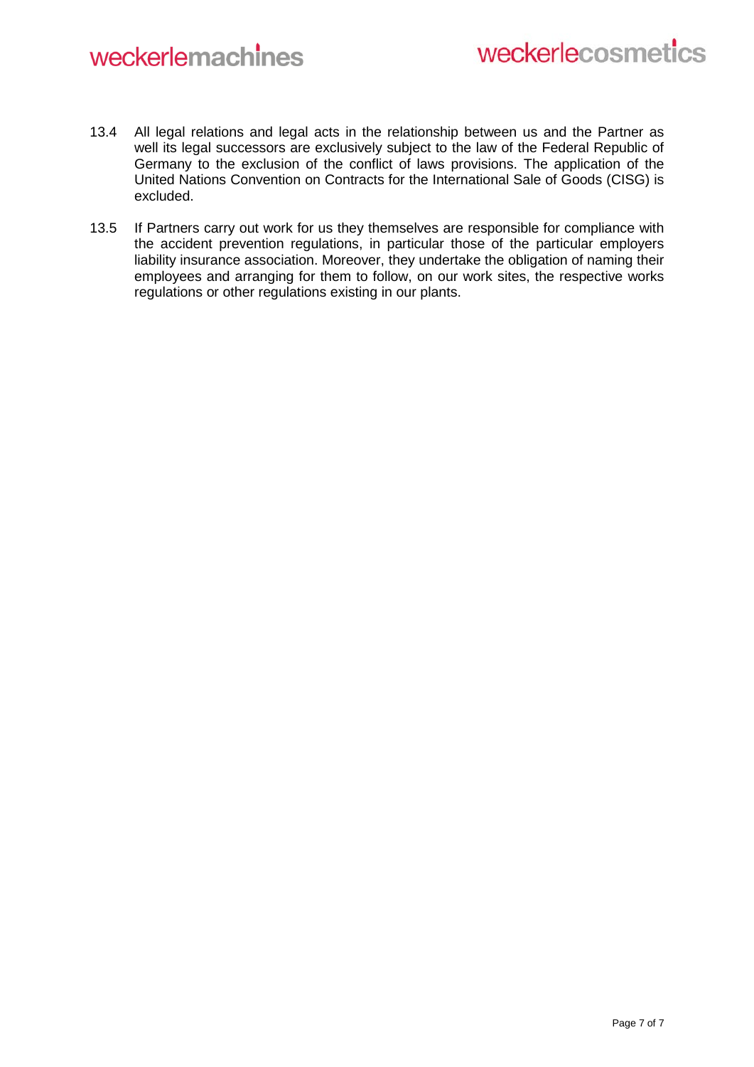13.4 All legal relations and legal acts in the relationship between us and the Partner as well its legal successors are exclusively subject to the law of the Federal Republic of Germany to the exclusion of the conflict of laws provisions. The application of the United Nations Convention on Contracts for the International Sale of Goods (CISG) is excluded.

13.5 If Partners carry out work for us they themselves are responsible for compliance with the accident prevention regulations, in particular those of the particular employers liability insurance association. Moreover, they undertake the obligation of naming their employees and arranging for them to follow, on our work sites, the respective works regulations or other regulations existing in our plants.